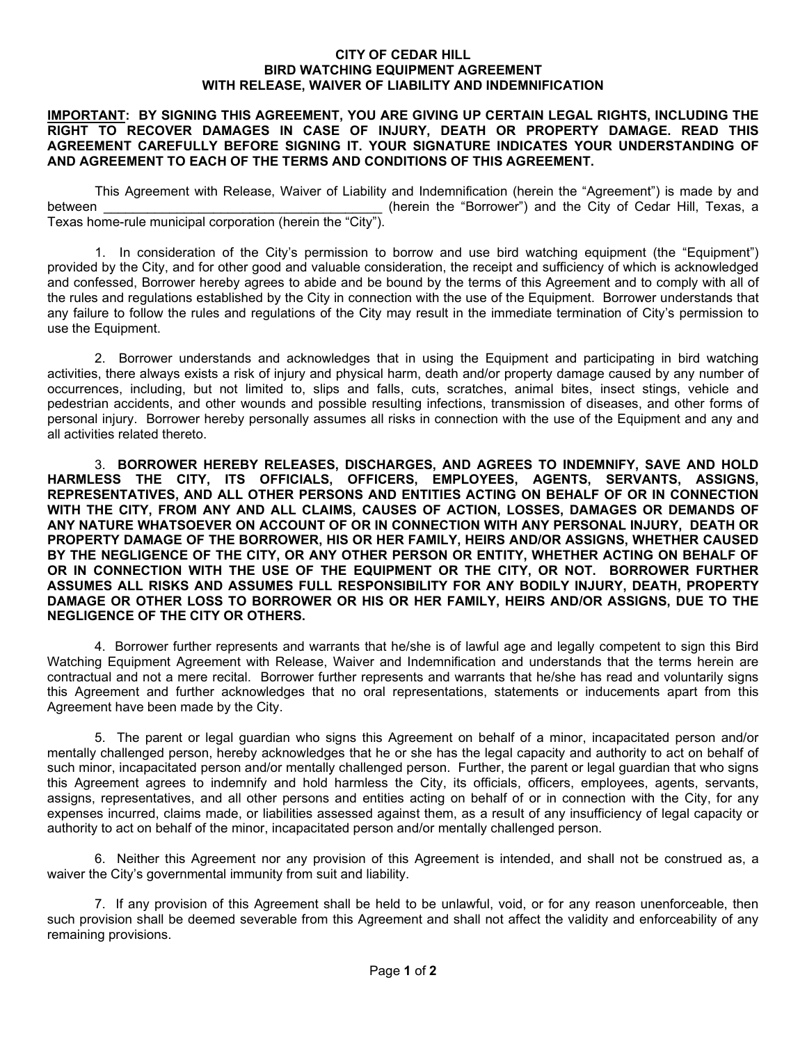# CITY OF CEDAR HILL
## BIRD WATCHING EQUIPMENT AGREEMENT
## WITH RELEASE, WAIVER OF LIABILITY AND INDEMNIFICATION

**IMPORTANT: BY SIGNING THIS AGREEMENT, YOU ARE GIVING UP CERTAIN LEGAL RIGHTS, INCLUDING THE RIGHT TO RECOVER DAMAGES IN CASE OF INJURY, DEATH OR PROPERTY DAMAGE. READ THIS AGREEMENT CAREFULLY BEFORE SIGNING IT. YOUR SIGNATURE INDICATES YOUR UNDERSTANDING OF AND AGREEMENT TO EACH OF THE TERMS AND CONDITIONS OF THIS AGREEMENT.**

This Agreement with Release, Waiver of Liability and Indemnification (herein the "Agreement") is made by and between ______________________________________ (herein the "Borrower") and the City of Cedar Hill, Texas, a Texas home-rule municipal corporation (herein the "City").

1. In consideration of the City's permission to borrow and use bird watching equipment (the "Equipment") provided by the City, and for other good and valuable consideration, the receipt and sufficiency of which is acknowledged and confessed, Borrower hereby agrees to abide and be bound by the terms of this Agreement and to comply with all of the rules and regulations established by the City in connection with the use of the Equipment. Borrower understands that any failure to follow the rules and regulations of the City may result in the immediate termination of City's permission to use the Equipment.

2. Borrower understands and acknowledges that in using the Equipment and participating in bird watching activities, there always exists a risk of injury and physical harm, death and/or property damage caused by any number of occurrences, including, but not limited to, slips and falls, cuts, scratches, animal bites, insect stings, vehicle and pedestrian accidents, and other wounds and possible resulting infections, transmission of diseases, and other forms of personal injury. Borrower hereby personally assumes all risks in connection with the use of the Equipment and any and all activities related thereto.

3. **BORROWER HEREBY RELEASES, DISCHARGES, AND AGREES TO INDEMNIFY, SAVE AND HOLD HARMLESS THE CITY, ITS OFFICIALS, OFFICERS, EMPLOYEES, AGENTS, SERVANTS, ASSIGNS, REPRESENTATIVES, AND ALL OTHER PERSONS AND ENTITIES ACTING ON BEHALF OF OR IN CONNECTION WITH THE CITY, FROM ANY AND ALL CLAIMS, CAUSES OF ACTION, LOSSES, DAMAGES OR DEMANDS OF ANY NATURE WHATSOEVER ON ACCOUNT OF OR IN CONNECTION WITH ANY PERSONAL INJURY, DEATH OR PROPERTY DAMAGE OF THE BORROWER, HIS OR HER FAMILY, HEIRS AND/OR ASSIGNS, WHETHER CAUSED BY THE NEGLIGENCE OF THE CITY, OR ANY OTHER PERSON OR ENTITY, WHETHER ACTING ON BEHALF OF OR IN CONNECTION WITH THE USE OF THE EQUIPMENT OR THE CITY, OR NOT. BORROWER FURTHER ASSUMES ALL RISKS AND ASSUMES FULL RESPONSIBILITY FOR ANY BODILY INJURY, DEATH, PROPERTY DAMAGE OR OTHER LOSS TO BORROWER OR HIS OR HER FAMILY, HEIRS AND/OR ASSIGNS, DUE TO THE NEGLIGENCE OF THE CITY OR OTHERS.**

4. Borrower further represents and warrants that he/she is of lawful age and legally competent to sign this Bird Watching Equipment Agreement with Release, Waiver and Indemnification and understands that the terms herein are contractual and not a mere recital. Borrower further represents and warrants that he/she has read and voluntarily signs this Agreement and further acknowledges that no oral representations, statements or inducements apart from this Agreement have been made by the City.

5. The parent or legal guardian who signs this Agreement on behalf of a minor, incapacitated person and/or mentally challenged person, hereby acknowledges that he or she has the legal capacity and authority to act on behalf of such minor, incapacitated person and/or mentally challenged person. Further, the parent or legal guardian that who signs this Agreement agrees to indemnify and hold harmless the City, its officials, officers, employees, agents, servants, assigns, representatives, and all other persons and entities acting on behalf of or in connection with the City, for any expenses incurred, claims made, or liabilities assessed against them, as a result of any insufficiency of legal capacity or authority to act on behalf of the minor, incapacitated person and/or mentally challenged person.

6. Neither this Agreement nor any provision of this Agreement is intended, and shall not be construed as, a waiver the City's governmental immunity from suit and liability.

7. If any provision of this Agreement shall be held to be unlawful, void, or for any reason unenforceable, then such provision shall be deemed severable from this Agreement and shall not affect the validity and enforceability of any remaining provisions.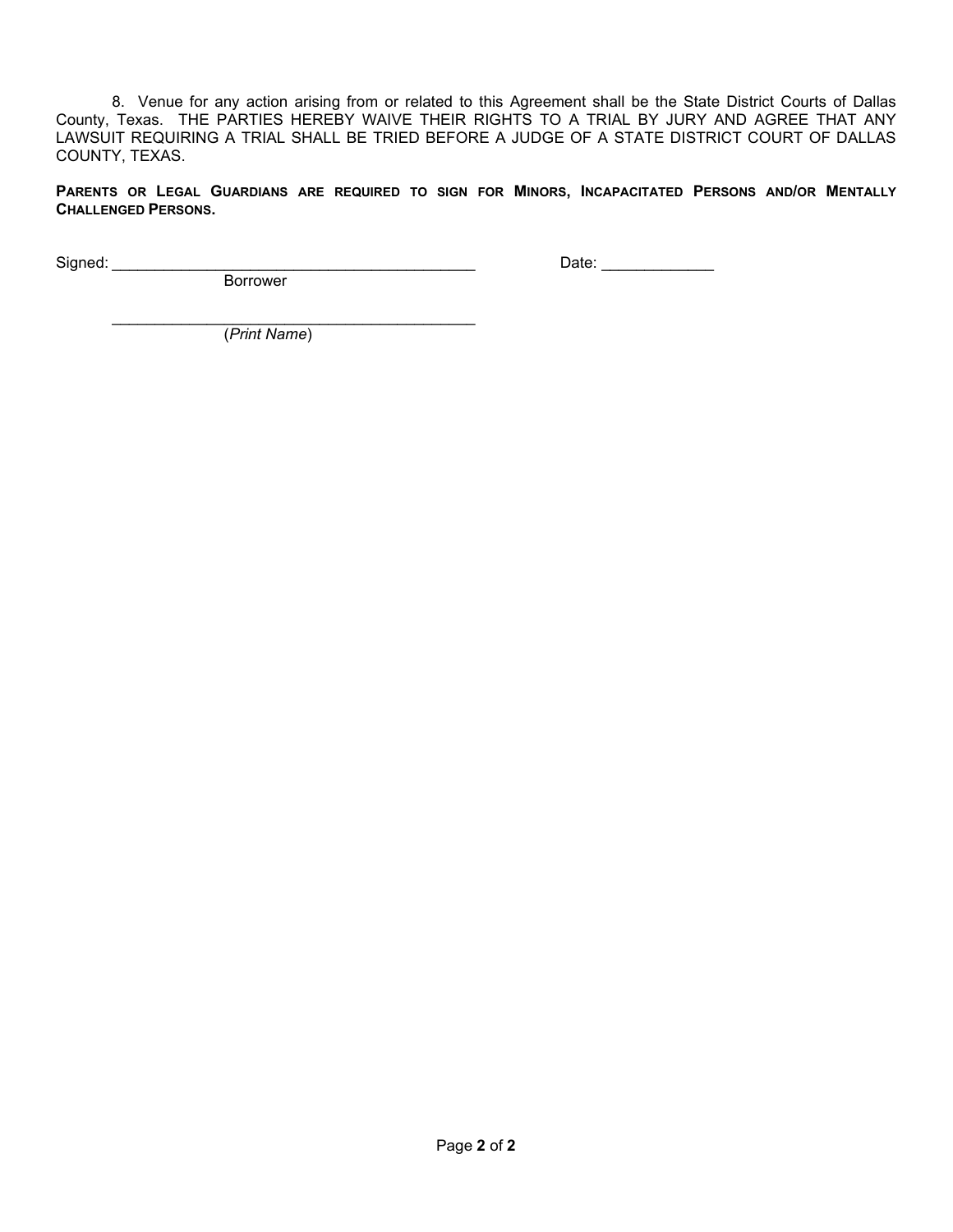8. Venue for any action arising from or related to this Agreement shall be the State District Courts of Dallas County, Texas. THE PARTIES HEREBY WAIVE THEIR RIGHTS TO A TRIAL BY JURY AND AGREE THAT ANY LAWSUIT REQUIRING A TRIAL SHALL BE TRIED BEFORE A JUDGE OF A STATE DISTRICT COURT OF DALLAS COUNTY, TEXAS.

**PARENTS OR LEGAL GUARDIANS ARE REQUIRED TO SIGN FOR MINORS, INCAPACITATED PERSONS AND/OR MENTALLY CHALLENGED PERSONS.**

Signed: _____________________________________________ Date: _____________

Borrower

_____________________________________________

(*Print Name*)